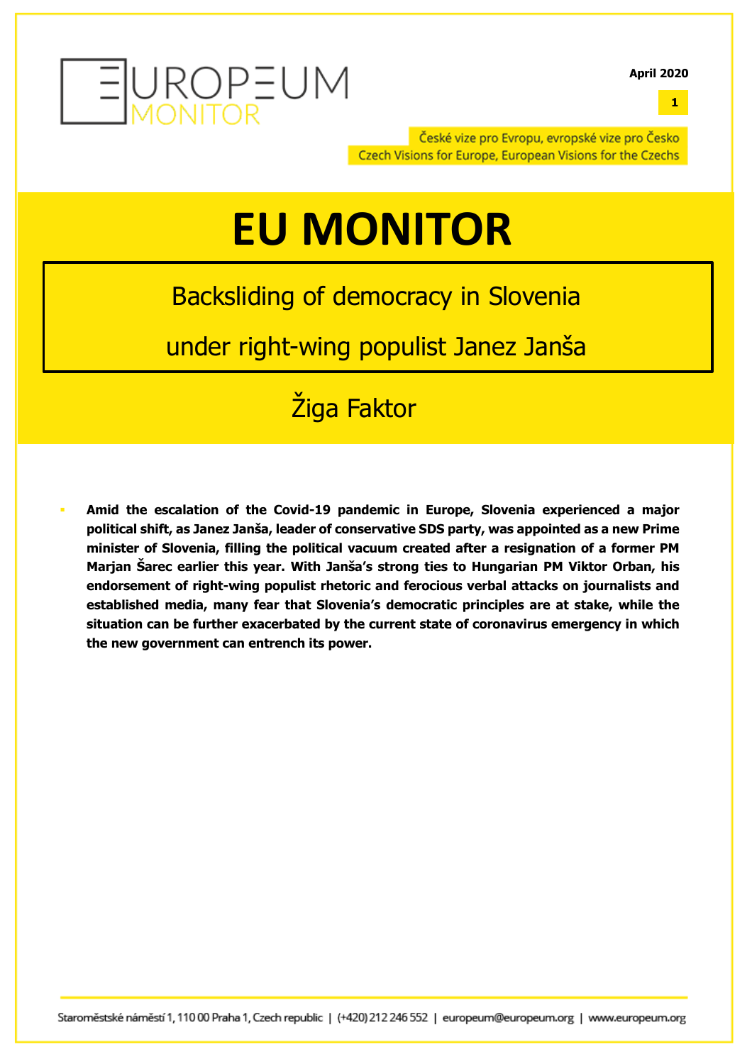EUROPEUM MONITOR

April 2020

1

České vize pro Evropu, evropské vize pro Česko
Czech Visions for Europe, European Visions for the Czechs

# EU MONITOR

## Backsliding of democracy in Slovenia under right-wing populist Janez Janša

### Žiga Faktor

- **Amid the escalation of the Covid-19 pandemic in Europe, Slovenia experienced a major political shift, as Janez Janša, leader of conservative SDS party, was appointed as a new Prime minister of Slovenia, filling the political vacuum created after a resignation of a former PM Marjan Šarec earlier this year. With Janša's strong ties to Hungarian PM Viktor Orban, his endorsement of right-wing populist rhetoric and ferocious verbal attacks on journalists and established media, many fear that Slovenia's democratic principles are at stake, while the situation can be further exacerbated by the current state of coronavirus emergency in which the new government can entrench its power.**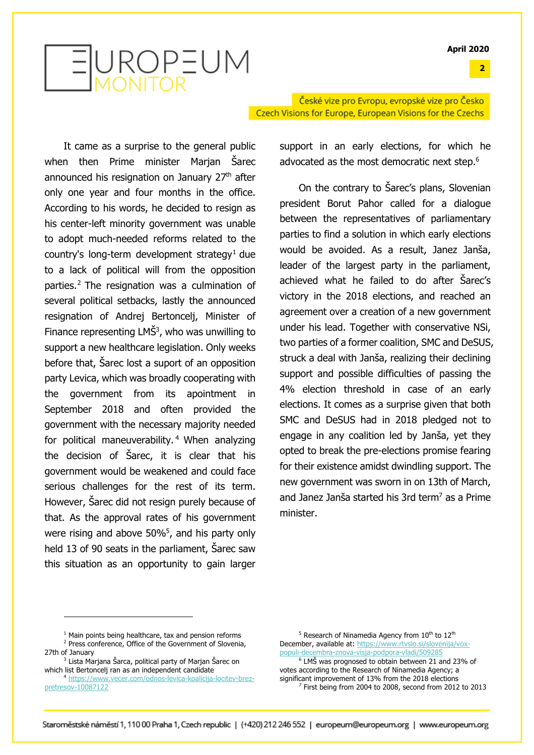It came as a surprise to the general public when then Prime minister Marjan Šarec announced his resignation on January 27th after only one year and four months in the office. According to his words, he decided to resign as his center-left minority government was unable to adopt much-needed reforms related to the country's long-term development strategy[1] due to a lack of political will from the opposition parties.[2] The resignation was a culmination of several political setbacks, lastly the announced resignation of Andrej Bertoncelj, Minister of Finance representing LMŠ[3], who was unwilling to support a new healthcare legislation. Only weeks before that, Šarec lost a suport of an opposition party Levica, which was broadly cooperating with the government from its appointment in September 2018 and often provided the government with the necessary majority needed for political maneuverability.[4] When analyzing the decision of Šarec, it is clear that his government would be weakened and could face serious challenges for the rest of its term. However, Šarec did not resign purely because of that. As the approval rates of his government were rising and above 50%[5], and his party only held 13 of 90 seats in the parliament, Šarec saw this situation as an opportunity to gain larger support in an early elections, for which he advocated as the most democratic next step.[6]

On the contrary to Šarec's plans, Slovenian president Borut Pahor called for a dialogue between the representatives of parliamentary parties to find a solution in which early elections would be avoided. As a result, Janez Janša, leader of the largest party in the parliament, achieved what he failed to do after Šarec's victory in the 2018 elections, and reached an agreement over a creation of a new government under his lead. Together with conservative NSi, two parties of a former coalition, SMC and DeSUS, struck a deal with Janša, realizing their declining support and possible difficulties of passing the 4% election threshold in case of an early elections. It comes as a surprise given that both SMC and DeSUS had in 2018 pledged not to engage in any coalition led by Janša, yet they opted to break the pre-elections promise fearing for their existence amidst dwindling support. The new government was sworn in on 13th of March, and Janez Janša started his 3rd term[7] as a Prime minister.

---

[1] Main points being healthcare, tax and pension reforms

[2] Press conference, Office of the Government of Slovenia, 27th of January

[3] Lista Marjana Šarca, political party of Marjan Šarec on which list Bertoncelj ran as an independent candidate

[4] https://www.vecer.com/odnos-levica-koalicija-locitev-brez-pretresov-10087122

[5] Research of Ninamedia Agency from 10th to 12th December, available at: https://www.rtvslo.si/slovenija/vox-populi-decembra-znova-visja-podpora-vladi/509285

[6] LMŠ was prognosed to obtain between 21 and 23% of votes according to the Research of Ninamedia Agency; a significant improvement of 13% from the 2018 elections

[7] First being from 2004 to 2008, second from 2012 to 2013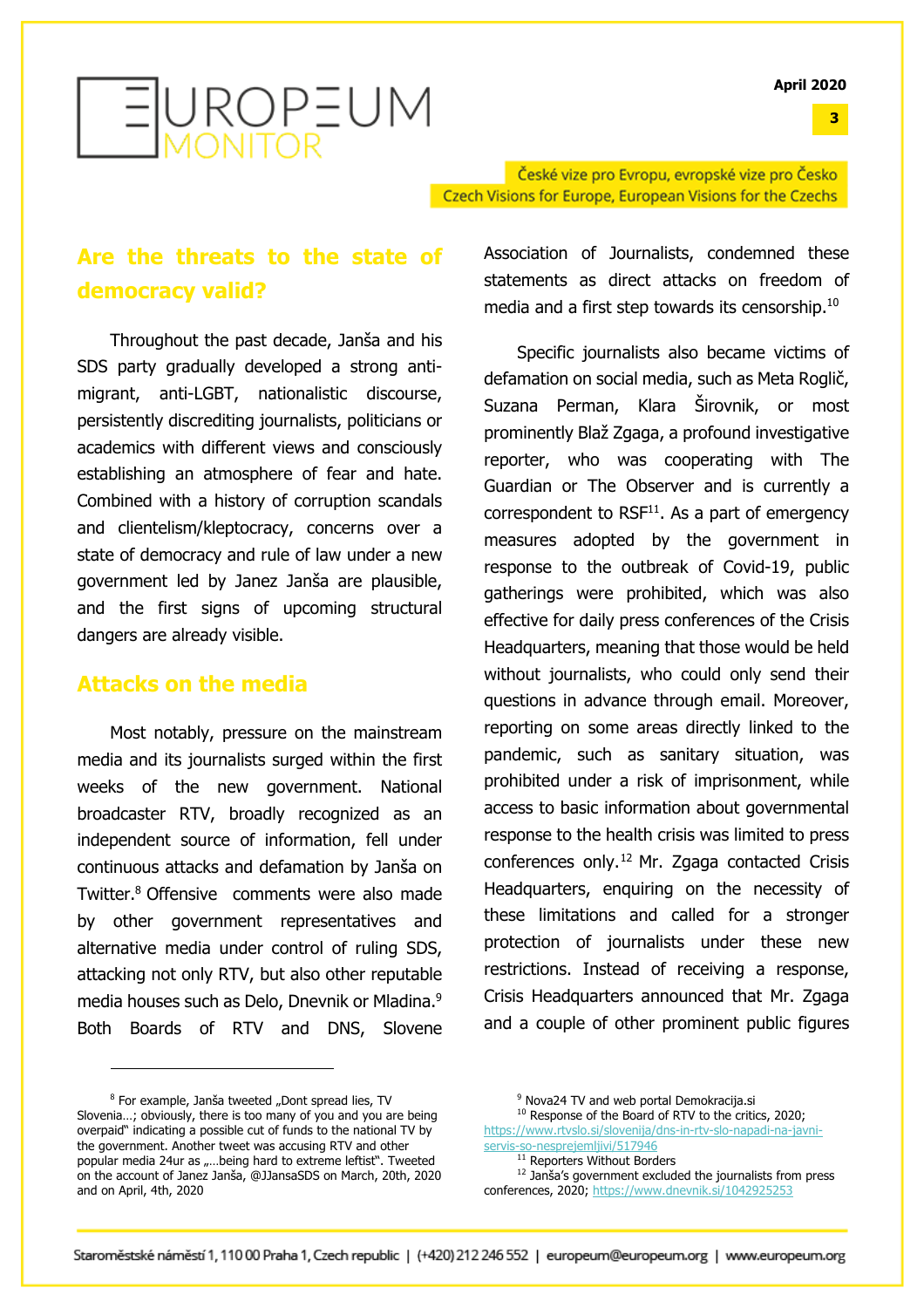## Are the threats to the state of democracy valid?

Throughout the past decade, Janša and his SDS party gradually developed a strong anti-migrant, anti-LGBT, nationalistic discourse, persistently discrediting journalists, politicians or academics with different views and consciously establishing an atmosphere of fear and hate. Combined with a history of corruption scandals and clientelism/kleptocracy, concerns over a state of democracy and rule of law under a new government led by Janez Janša are plausible, and the first signs of upcoming structural dangers are already visible.

## Attacks on the media

Most notably, pressure on the mainstream media and its journalists surged within the first weeks of the new government. National broadcaster RTV, broadly recognized as an independent source of information, fell under continuous attacks and defamation by Janša on Twitter.[8] Offensive comments were also made by other government representatives and alternative media under control of ruling SDS, attacking not only RTV, but also other reputable media houses such as Delo, Dnevnik or Mladina.[9] Both Boards of RTV and DNS, Slovene Association of Journalists, condemned these statements as direct attacks on freedom of media and a first step towards its censorship.[10]

Specific journalists also became victims of defamation on social media, such as Meta Roglič, Suzana Perman, Klara Širovnik, or most prominently Blaž Zgaga, a profound investigative reporter, who was cooperating with The Guardian or The Observer and is currently a correspondent to RSF[11]. As a part of emergency measures adopted by the government in response to the outbreak of Covid-19, public gatherings were prohibited, which was also effective for daily press conferences of the Crisis Headquarters, meaning that those would be held without journalists, who could only send their questions in advance through email. Moreover, reporting on some areas directly linked to the pandemic, such as sanitary situation, was prohibited under a risk of imprisonment, while access to basic information about governmental response to the health crisis was limited to press conferences only.[12] Mr. Zgaga contacted Crisis Headquarters, enquiring on the necessity of these limitations and called for a stronger protection of journalists under these new restrictions. Instead of receiving a response, Crisis Headquarters announced that Mr. Zgaga and a couple of other prominent public figures

---

[8] For example, Janša tweeted „Dont spread lies, TV Slovenia…; obviously, there is too many of you and you are being overpaid" indicating a possible cut of funds to the national TV by the government. Another tweet was accusing RTV and other popular media 24ur as „…being hard to extreme leftist". Tweeted on the account of Janez Janša, @JJansaSDS on March, 20th, 2020 and on April, 4th, 2020

[9] Nova24 TV and web portal Demokracija.si

[10] Response of the Board of RTV to the critics, 2020; https://www.rtvslo.si/slovenija/dns-in-rtv-slo-napadi-na-javni-servis-so-nesprejemljivi/517946

[11] Reporters Without Borders

[12] Janša's government excluded the journalists from press conferences, 2020; https://www.dnevnik.si/1042925253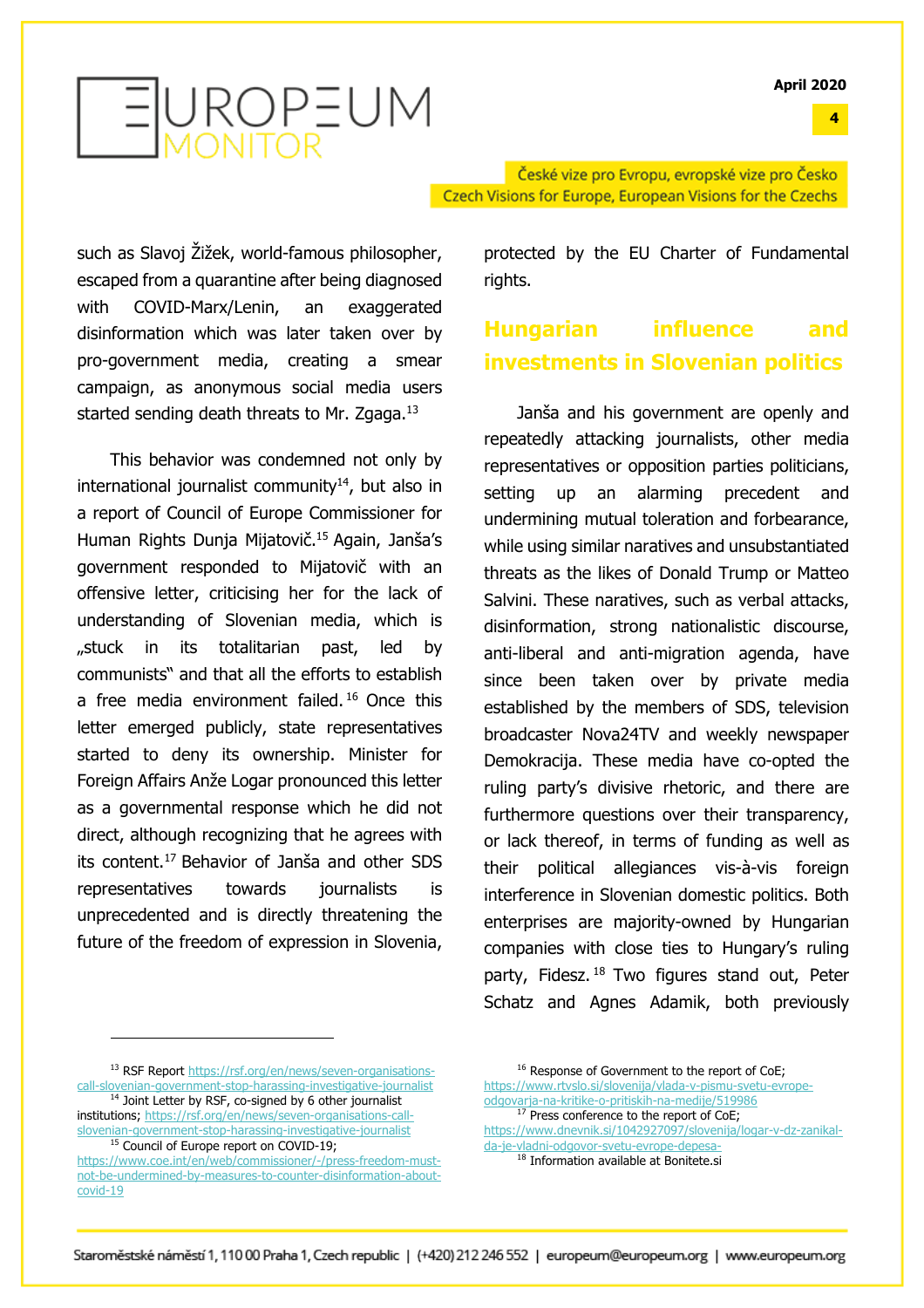such as Slavoj Žižek, world-famous philosopher, escaped from a quarantine after being diagnosed with COVID-Marx/Lenin, an exaggerated disinformation which was later taken over by pro-government media, creating a smear campaign, as anonymous social media users started sending death threats to Mr. Zgaga.[13]

This behavior was condemned not only by international journalist community[14], but also in a report of Council of Europe Commissioner for Human Rights Dunja Mijatovič.[15] Again, Janša's government responded to Mijatovič with an offensive letter, criticising her for the lack of understanding of Slovenian media, which is „stuck in its totalitarian past, led by communists" and that all the efforts to establish a free media environment failed.[16] Once this letter emerged publicly, state representatives started to deny its ownership. Minister for Foreign Affairs Anže Logar pronounced this letter as a governmental response which he did not direct, although recognizing that he agrees with its content.[17] Behavior of Janša and other SDS representatives towards journalists is unprecedented and is directly threatening the future of the freedom of expression in Slovenia, protected by the EU Charter of Fundamental rights.

## Hungarian influence and investments in Slovenian politics

Janša and his government are openly and repeatedly attacking journalists, other media representatives or opposition parties politicians, setting up an alarming precedent and undermining mutual toleration and forbearance, while using similar naratives and unsubstantiated threats as the likes of Donald Trump or Matteo Salvini. These naratives, such as verbal attacks, disinformation, strong nationalistic discourse, anti-liberal and anti-migration agenda, have since been taken over by private media established by the members of SDS, television broadcaster Nova24TV and weekly newspaper Demokracija. These media have co-opted the ruling party's divisive rhetoric, and there are furthermore questions over their transparency, or lack thereof, in terms of funding as well as their political allegiances vis-à-vis foreign interference in Slovenian domestic politics. Both enterprises are majority-owned by Hungarian companies with close ties to Hungary's ruling party, Fidesz.[18] Two figures stand out, Peter Schatz and Agnes Adamik, both previously

---

[13] RSF Report https://rsf.org/en/news/seven-organisations-call-slovenian-government-stop-harassing-investigative-journalist

[14] Joint Letter by RSF, co-signed by 6 other journalist institutions; https://rsf.org/en/news/seven-organisations-call-slovenian-government-stop-harassing-investigative-journalist

[15] Council of Europe report on COVID-19; https://www.coe.int/en/web/commissioner/-/press-freedom-must-not-be-undermined-by-measures-to-counter-disinformation-about-covid-19

[16] Response of Government to the report of CoE; https://www.rtvslo.si/slovenija/vlada-v-pismu-svetu-evrope-odgovarja-na-kritike-o-pritiskih-na-medije/519986

[17] Press conference to the report of CoE; https://www.dnevnik.si/1042927097/slovenija/logar-v-dz-zanikal-da-je-vladni-odgovor-svetu-evrope-depesa-

[18] Information available at Bonitete.si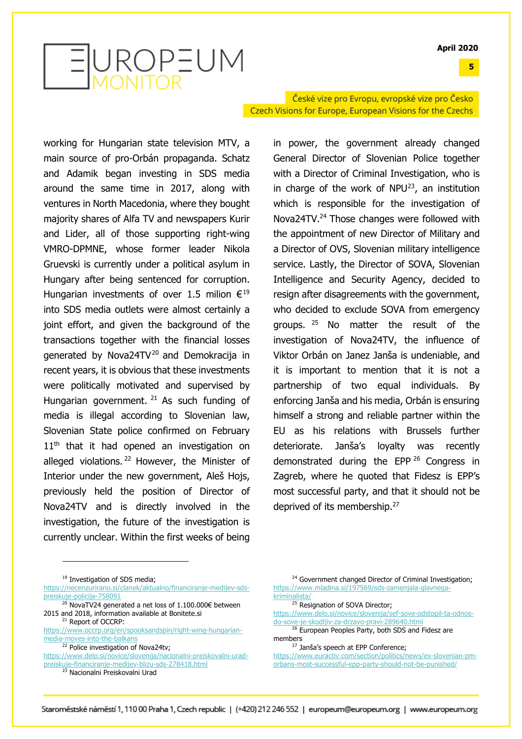working for Hungarian state television MTV, a main source of pro-Orbán propaganda. Schatz and Adamik began investing in SDS media around the same time in 2017, along with ventures in North Macedonia, where they bought majority shares of Alfa TV and newspapers Kurir and Lider, all of those supporting right-wing VMRO-DPMNE, whose former leader Nikola Gruevski is currently under a political asylum in Hungary after being sentenced for corruption. Hungarian investments of over 1.5 milion €[19] into SDS media outlets were almost certainly a joint effort, and given the background of the transactions together with the financial losses generated by Nova24TV[20] and Demokracija in recent years, it is obvious that these investments were politically motivated and supervised by Hungarian government.[21] As such funding of media is illegal according to Slovenian law, Slovenian State police confirmed on February 11th that it had opened an investigation on alleged violations.[22] However, the Minister of Interior under the new government, Aleš Hojs, previously held the position of Director of Nova24TV and is directly involved in the investigation, the future of the investigation is currently unclear. Within the first weeks of being in power, the government already changed General Director of Slovenian Police together with a Director of Criminal Investigation, who is in charge of the work of NPU[23], an institution which is responsible for the investigation of Nova24TV.[24] Those changes were followed with the appointment of new Director of Military and a Director of OVS, Slovenian military intelligence service. Lastly, the Director of SOVA, Slovenian Intelligence and Security Agency, decided to resign after disagreements with the government, who decided to exclude SOVA from emergency groups.[25] No matter the result of the investigation of Nova24TV, the influence of Viktor Orbán on Janez Janša is undeniable, and it is important to mention that it is not a partnership of two equal individuals. By enforcing Janša and his media, Orbán is ensuring himself a strong and reliable partner within the EU as his relations with Brussels further deteriorate. Janša's loyalty was recently demonstrated during the EPP[26] Congress in Zagreb, where he quoted that Fidesz is EPP's most successful party, and that it should not be deprived of its membership.[27]

---

[19] Investigation of SDS media; https://necenzurirano.si/clanek/aktualno/financiranje-medijev-sds-preiskuje-policija-758091

[20] NovaTV24 generated a net loss of 1.100.000€ between 2015 and 2018, information available at Bonitete.si

[21] Report of OCCRP: https://www.occrp.org/en/spooksandspin/right-wing-hungarian-media-moves-into-the-balkans

[22] Police investigation of Nova24tv; https://www.delo.si/novice/slovenija/nacionalni-preiskovalni-urad-preiskuje-financiranje-medijev-blizu-sds-278418.html

[23] Nacionalni Preiskovalni Urad

[24] Government changed Director of Criminal Investigation; https://www.mladina.si/197569/sds-zamenjala-glavnega-kriminalista/

[25] Resignation of SOVA Director; https://www.delo.si/novice/slovenija/sef-sove-odstopil-ta-odnos-do-sove-je-skodljiv-za-drzavo-pravi-289640.html

[26] European Peoples Party, both SDS and Fidesz are members

[27] Janša's speech at EPP Conference; https://www.euractiv.com/section/politics/news/ex-slovenian-pm-orbans-most-successful-epp-party-should-not-be-punished/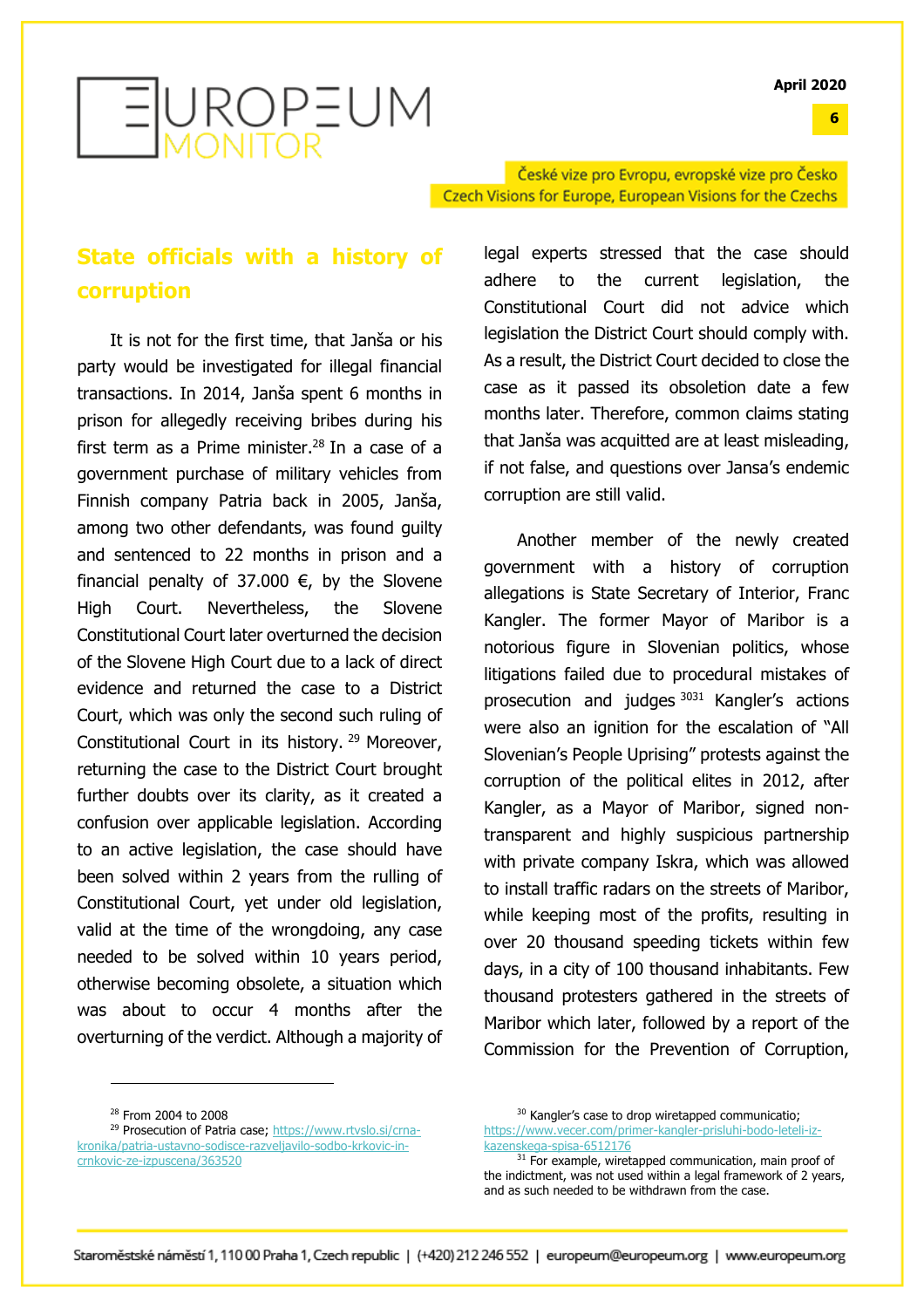## State officials with a history of corruption

It is not for the first time, that Janša or his party would be investigated for illegal financial transactions. In 2014, Janša spent 6 months in prison for allegedly receiving bribes during his first term as a Prime minister.[28] In a case of a government purchase of military vehicles from Finnish company Patria back in 2005, Janša, among two other defendants, was found guilty and sentenced to 22 months in prison and a financial penalty of 37.000 €, by the Slovene High Court. Nevertheless, the Slovene Constitutional Court later overturned the decision of the Slovene High Court due to a lack of direct evidence and returned the case to a District Court, which was only the second such ruling of Constitutional Court in its history.[29] Moreover, returning the case to the District Court brought further doubts over its clarity, as it created a confusion over applicable legislation. According to an active legislation, the case should have been solved within 2 years from the rulling of Constitutional Court, yet under old legislation, valid at the time of the wrongdoing, any case needed to be solved within 10 years period, otherwise becoming obsolete, a situation which was about to occur 4 months after the overturning of the verdict. Although a majority of legal experts stressed that the case should adhere to the current legislation, the Constitutional Court did not advice which legislation the District Court should comply with. As a result, the District Court decided to close the case as it passed its obsoletion date a few months later. Therefore, common claims stating that Janša was acquitted are at least misleading, if not false, and questions over Jansa's endemic corruption are still valid.

Another member of the newly created government with a history of corruption allegations is State Secretary of Interior, Franc Kangler. The former Mayor of Maribor is a notorious figure in Slovenian politics, whose litigations failed due to procedural mistakes of prosecution and judges [30][31] Kangler's actions were also an ignition for the escalation of "All Slovenian's People Uprising" protests against the corruption of the political elites in 2012, after Kangler, as a Mayor of Maribor, signed non-transparent and highly suspicious partnership with private company Iskra, which was allowed to install traffic radars on the streets of Maribor, while keeping most of the profits, resulting in over 20 thousand speeding tickets within few days, in a city of 100 thousand inhabitants. Few thousand protesters gathered in the streets of Maribor which later, followed by a report of the Commission for the Prevention of Corruption,

---

[28] From 2004 to 2008

[29] Prosecution of Patria case; https://www.rtvslo.si/crna-kronika/patria-ustavno-sodisce-razveljavilo-sodbo-krkovic-in-crnkovic-ze-izpuscena/363520

[30] Kangler's case to drop wiretapped communicatio; https://www.vecer.com/primer-kangler-prisluhi-bodo-leteli-iz-kazenskega-spisa-6512176

[31] For example, wiretapped communication, main proof of the indictment, was not used within a legal framework of 2 years, and as such needed to be withdrawn from the case.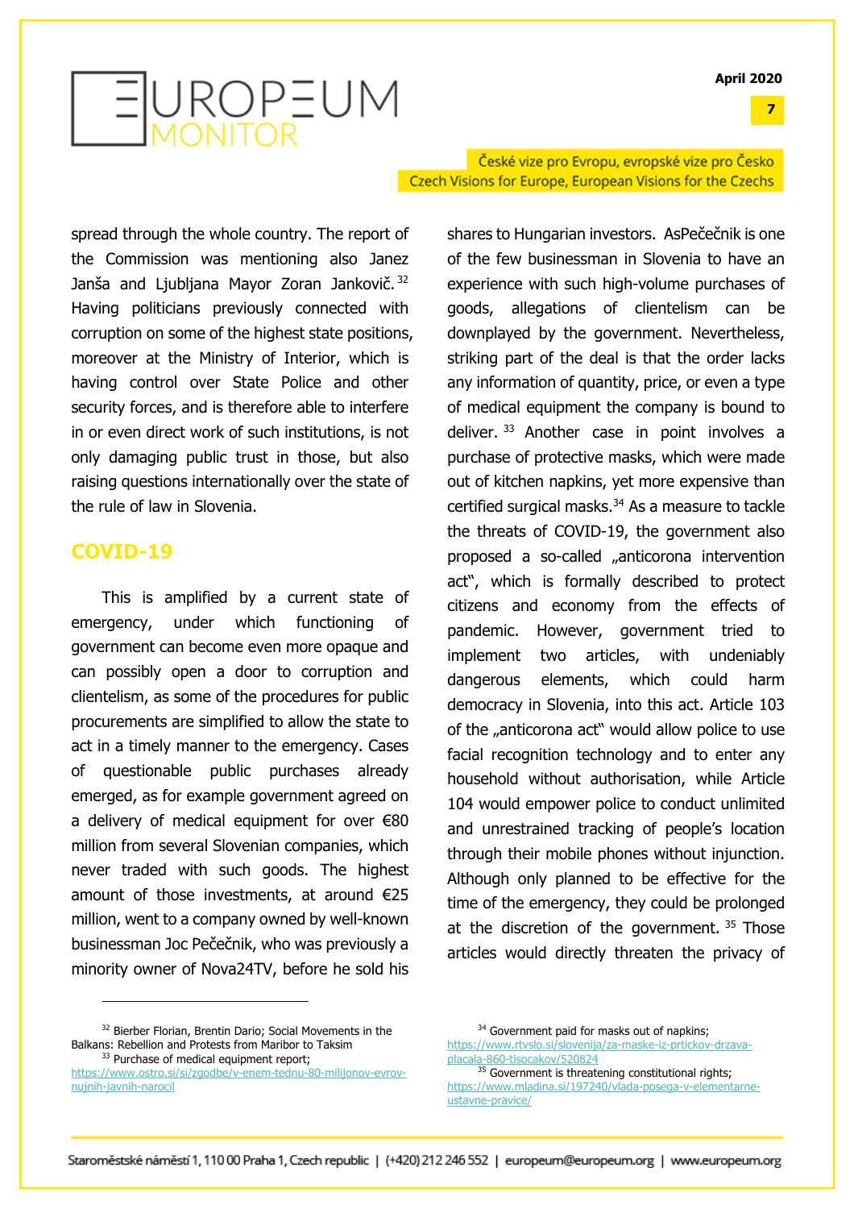spread through the whole country. The report of the Commission was mentioning also Janez Janša and Ljubljana Mayor Zoran Jankovič.[32] Having politicians previously connected with corruption on some of the highest state positions, moreover at the Ministry of Interior, which is having control over State Police and other security forces, and is therefore able to interfere in or even direct work of such institutions, is not only damaging public trust in those, but also raising questions internationally over the state of the rule of law in Slovenia.

## COVID-19

This is amplified by a current state of emergency, under which functioning of government can become even more opaque and can possibly open a door to corruption and clientelism, as some of the procedures for public procurements are simplified to allow the state to act in a timely manner to the emergency. Cases of questionable public purchases already emerged, as for example government agreed on a delivery of medical equipment for over €80 million from several Slovenian companies, which never traded with such goods. The highest amount of those investments, at around €25 million, went to a company owned by well-known businessman Joc Pečečnik, who was previously a minority owner of Nova24TV, before he sold his shares to Hungarian investors. AsPečečnik is one of the few businessman in Slovenia to have an experience with such high-volume purchases of goods, allegations of clientelism can be downplayed by the government. Nevertheless, striking part of the deal is that the order lacks any information of quantity, price, or even a type of medical equipment the company is bound to deliver.[33] Another case in point involves a purchase of protective masks, which were made out of kitchen napkins, yet more expensive than certified surgical masks.[34] As a measure to tackle the threats of COVID-19, the government also proposed a so-called „anticorona intervention act", which is formally described to protect citizens and economy from the effects of pandemic. However, government tried to implement two articles, with undeniably dangerous elements, which could harm democracy in Slovenia, into this act. Article 103 of the „anticorona act" would allow police to use facial recognition technology and to enter any household without authorisation, while Article 104 would empower police to conduct unlimited and unrestrained tracking of people's location through their mobile phones without injunction. Although only planned to be effective for the time of the emergency, they could be prolonged at the discretion of the government.[35] Those articles would directly threaten the privacy of

---

[32] Bierber Florian, Brentin Dario; Social Movements in the Balkans: Rebellion and Protests from Maribor to Taksim

[33] Purchase of medical equipment report; https://www.ostro.si/si/zgodbe/v-enem-tednu-80-milijonov-evrov-nujnih-javnih-narocil

[34] Government paid for masks out of napkins; https://www.rtvslo.si/slovenija/za-maske-iz-prtickov-drzava-placala-860-tisocakov/520824

[35] Government is threatening constitutional rights; https://www.mladina.si/197240/vlada-posega-v-elementarne-ustavne-pravice/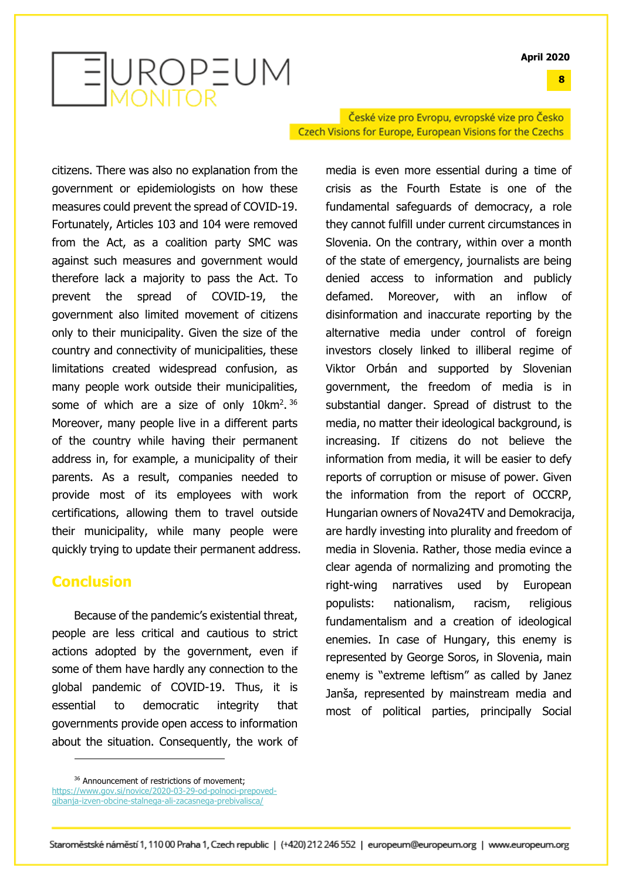citizens. There was also no explanation from the government or epidemiologists on how these measures could prevent the spread of COVID-19. Fortunately, Articles 103 and 104 were removed from the Act, as a coalition party SMC was against such measures and government would therefore lack a majority to pass the Act. To prevent the spread of COVID-19, the government also limited movement of citizens only to their municipality. Given the size of the country and connectivity of municipalities, these limitations created widespread confusion, as many people work outside their municipalities, some of which are a size of only 10km$^2$.[36] Moreover, many people live in a different parts of the country while having their permanent address in, for example, a municipality of their parents. As a result, companies needed to provide most of its employees with work certifications, allowing them to travel outside their municipality, while many people were quickly trying to update their permanent address.

## Conclusion

Because of the pandemic's existential threat, people are less critical and cautious to strict actions adopted by the government, even if some of them have hardly any connection to the global pandemic of COVID-19. Thus, it is essential to democratic integrity that governments provide open access to information about the situation. Consequently, the work of media is even more essential during a time of crisis as the Fourth Estate is one of the fundamental safeguards of democracy, a role they cannot fulfill under current circumstances in Slovenia. On the contrary, within over a month of the state of emergency, journalists are being denied access to information and publicly defamed. Moreover, with an inflow of disinformation and inaccurate reporting by the alternative media under control of foreign investors closely linked to illiberal regime of Viktor Orbán and supported by Slovenian government, the freedom of media is in substantial danger. Spread of distrust to the media, no matter their ideological background, is increasing. If citizens do not believe the information from media, it will be easier to defy reports of corruption or misuse of power. Given the information from the report of OCCRP, Hungarian owners of Nova24TV and Demokracija, are hardly investing into plurality and freedom of media in Slovenia. Rather, those media evince a clear agenda of normalizing and promoting the right-wing narratives used by European populists: nationalism, racism, religious fundamentalism and a creation of ideological enemies. In case of Hungary, this enemy is represented by George Soros, in Slovenia, main enemy is "extreme leftism" as called by Janez Janša, represented by mainstream media and most of political parties, principally Social

---

[36] Announcement of restrictions of movement; https://www.gov.si/novice/2020-03-29-od-polnoci-prepoved-gibanja-izven-obcine-stalnega-ali-zacasnega-prebivalisca/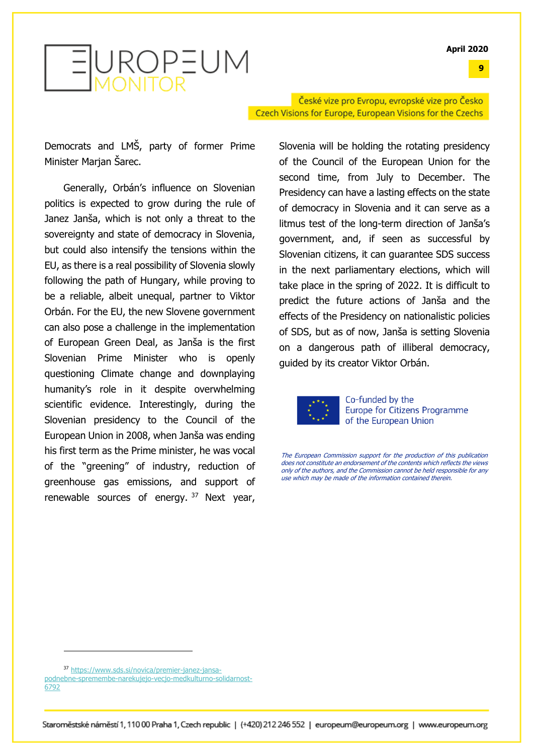Democrats and LMŠ, party of former Prime Minister Marjan Šarec.

Generally, Orbán's influence on Slovenian politics is expected to grow during the rule of Janez Janša, which is not only a threat to the sovereignty and state of democracy in Slovenia, but could also intensify the tensions within the EU, as there is a real possibility of Slovenia slowly following the path of Hungary, while proving to be a reliable, albeit unequal, partner to Viktor Orbán. For the EU, the new Slovene government can also pose a challenge in the implementation of European Green Deal, as Janša is the first Slovenian Prime Minister who is openly questioning Climate change and downplaying humanity's role in it despite overwhelming scientific evidence. Interestingly, during the Slovenian presidency to the Council of the European Union in 2008, when Janša was ending his first term as the Prime minister, he was vocal of the "greening" of industry, reduction of greenhouse gas emissions, and support of renewable sources of energy.[37] Next year, Slovenia will be holding the rotating presidency of the Council of the European Union for the second time, from July to December. The Presidency can have a lasting effects on the state of democracy in Slovenia and it can serve as a litmus test of the long-term direction of Janša's government, and, if seen as successful by Slovenian citizens, it can guarantee SDS success in the next parliamentary elections, which will take place in the spring of 2022. It is difficult to predict the future actions of Janša and the effects of the Presidency on nationalistic policies of SDS, but as of now, Janša is setting Slovenia on a dangerous path of illiberal democracy, guided by its creator Viktor Orbán.

Co-funded by the Europe for Citizens Programme of the European Union

*The European Commission support for the production of this publication does not constitute an endorsement of the contents which reflects the views only of the authors, and the Commission cannot be held responsible for any use which may be made of the information contained therein.*

---

[37] https://www.sds.si/novica/premier-janez-jansa-podnebne-spremembe-narekujejo-vecjo-medkulturno-solidarnost-6792